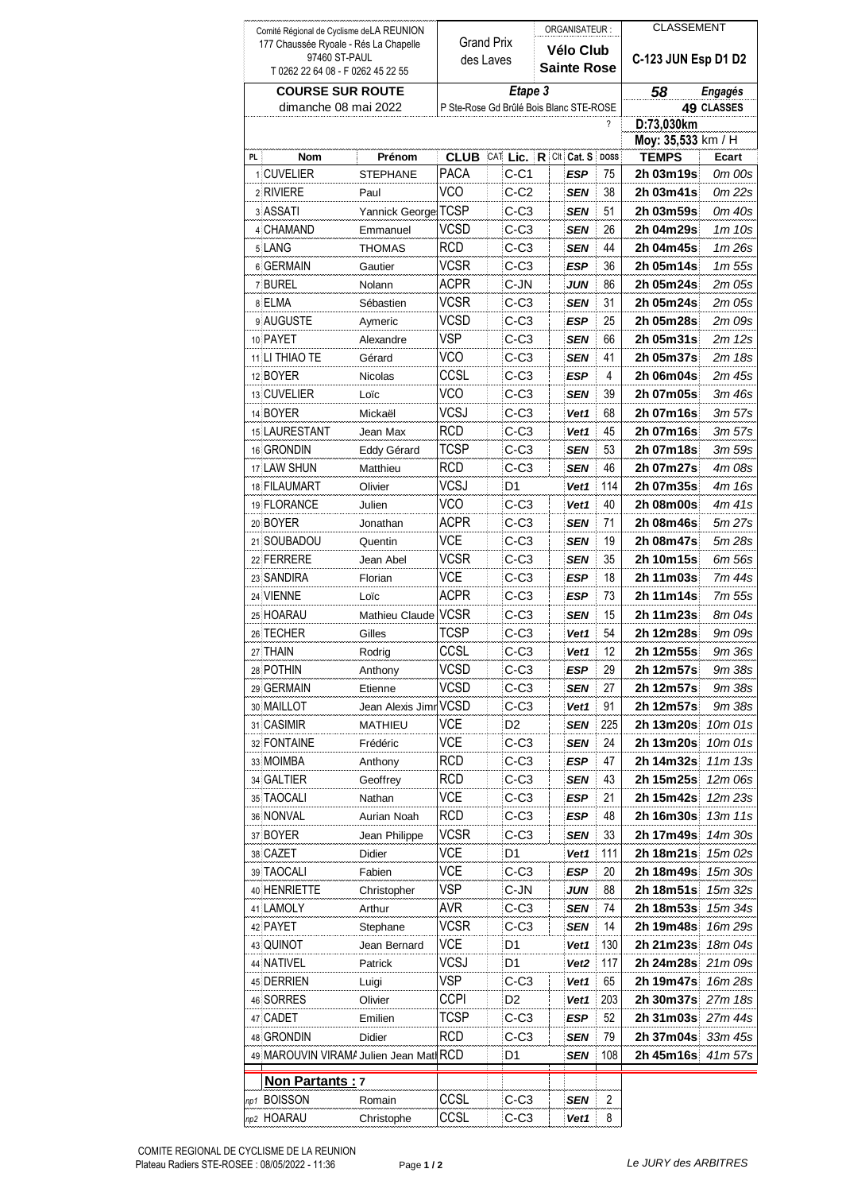Comité Régional de Cyclisme deLA REUNION
177 Chaussée Ryoale - Rés La Chapelle
97460 ST-PAUL
T 0262 22 64 08 - F 0262 45 22 55

| | |
|---|---|
| Grand Prix des Laves | ORGANISATEUR : **Vélo Club Sainte Rose** |

CLASSEMENT
**C-123 JUN Esp D1 D2**

**COURSE SUR ROUTE**
dimanche 08 mai 2022

***Etape 3***
P Ste-Rose Gd Brûlé Bois Blanc STE-ROSE

***58*** *Engagés*
**49** CLASSES

?

**D:73,030km**
**Moy: 35,533** km / H

| PL | Nom | Prénom | CLUB | CAT | Lic. | R | Clt | Cat. S | DOSS | TEMPS | Ecart |
|---|---|---|---|---|---|---|---|---|---|---|---|
| 1 | CUVELIER | STEPHANE | PACA | | C-C1 | | | *ESP* | 75 | **2h 03m19s** | *0m 00s* |
| 2 | RIVIERE | Paul | VCO | | C-C2 | | | *SEN* | 38 | **2h 03m41s** | *0m 22s* |
| 3 | ASSATI | Yannick George | TCSP | | C-C3 | | | *SEN* | 51 | **2h 03m59s** | *0m 40s* |
| 4 | CHAMAND | Emmanuel | VCSD | | C-C3 | | | *SEN* | 26 | **2h 04m29s** | *1m 10s* |
| 5 | LANG | THOMAS | RCD | | C-C3 | | | *SEN* | 44 | **2h 04m45s** | *1m 26s* |
| 6 | GERMAIN | Gautier | VCSR | | C-C3 | | | *ESP* | 36 | **2h 05m14s** | *1m 55s* |
| 7 | BUREL | Nolann | ACPR | | C-JN | | | *JUN* | 86 | **2h 05m24s** | *2m 05s* |
| 8 | ELMA | Sébastien | VCSR | | C-C3 | | | *SEN* | 31 | **2h 05m24s** | *2m 05s* |
| 9 | AUGUSTE | Aymeric | VCSD | | C-C3 | | | *ESP* | 25 | **2h 05m28s** | *2m 09s* |
| 10 | PAYET | Alexandre | VSP | | C-C3 | | | *SEN* | 66 | **2h 05m31s** | *2m 12s* |
| 11 | LI THIAO TE | Gérard | VCO | | C-C3 | | | *SEN* | 41 | **2h 05m37s** | *2m 18s* |
| 12 | BOYER | Nicolas | CCSL | | C-C3 | | | *ESP* | 4 | **2h 06m04s** | *2m 45s* |
| 13 | CUVELIER | Loïc | VCO | | C-C3 | | | *SEN* | 39 | **2h 07m05s** | *3m 46s* |
| 14 | BOYER | Mickaël | VCSJ | | C-C3 | | | *Vet1* | 68 | **2h 07m16s** | *3m 57s* |
| 15 | LAURESTANT | Jean Max | RCD | | C-C3 | | | *Vet1* | 45 | **2h 07m16s** | *3m 57s* |
| 16 | GRONDIN | Eddy Gérard | TCSP | | C-C3 | | | *SEN* | 53 | **2h 07m18s** | *3m 59s* |
| 17 | LAW SHUN | Matthieu | RCD | | C-C3 | | | *SEN* | 46 | **2h 07m27s** | *4m 08s* |
| 18 | FILAUMART | Olivier | VCSJ | | D1 | | | *Vet1* | 114 | **2h 07m35s** | *4m 16s* |
| 19 | FLORANCE | Julien | VCO | | C-C3 | | | *Vet1* | 40 | **2h 08m00s** | *4m 41s* |
| 20 | BOYER | Jonathan | ACPR | | C-C3 | | | *SEN* | 71 | **2h 08m46s** | *5m 27s* |
| 21 | SOUBADOU | Quentin | VCE | | C-C3 | | | *SEN* | 19 | **2h 08m47s** | *5m 28s* |
| 22 | FERRERE | Jean Abel | VCSR | | C-C3 | | | *SEN* | 35 | **2h 10m15s** | *6m 56s* |
| 23 | SANDIRA | Florian | VCE | | C-C3 | | | *ESP* | 18 | **2h 11m03s** | *7m 44s* |
| 24 | VIENNE | Loïc | ACPR | | C-C3 | | | *ESP* | 73 | **2h 11m14s** | *7m 55s* |
| 25 | HOARAU | Mathieu Claude | VCSR | | C-C3 | | | *SEN* | 15 | **2h 11m23s** | *8m 04s* |
| 26 | TECHER | Gilles | TCSP | | C-C3 | | | *Vet1* | 54 | **2h 12m28s** | *9m 09s* |
| 27 | THAIN | Rodrig | CCSL | | C-C3 | | | *Vet1* | 12 | **2h 12m55s** | *9m 36s* |
| 28 | POTHIN | Anthony | VCSD | | C-C3 | | | *ESP* | 29 | **2h 12m57s** | *9m 38s* |
| 29 | GERMAIN | Etienne | VCSD | | C-C3 | | | *SEN* | 27 | **2h 12m57s** | *9m 38s* |
| 30 | MAILLOT | Jean Alexis Jimr | VCSD | | C-C3 | | | *Vet1* | 91 | **2h 12m57s** | *9m 38s* |
| 31 | CASIMIR | MATHIEU | VCE | | D2 | | | *SEN* | 225 | **2h 13m20s** | *10m 01s* |
| 32 | FONTAINE | Frédéric | VCE | | C-C3 | | | *SEN* | 24 | **2h 13m20s** | *10m 01s* |
| 33 | MOIMBA | Anthony | RCD | | C-C3 | | | *ESP* | 47 | **2h 14m32s** | *11m 13s* |
| 34 | GALTIER | Geoffrey | RCD | | C-C3 | | | *SEN* | 43 | **2h 15m25s** | *12m 06s* |
| 35 | TAOCALI | Nathan | VCE | | C-C3 | | | *ESP* | 21 | **2h 15m42s** | *12m 23s* |
| 36 | NONVAL | Aurian Noah | RCD | | C-C3 | | | *ESP* | 48 | **2h 16m30s** | *13m 11s* |
| 37 | BOYER | Jean Philippe | VCSR | | C-C3 | | | *SEN* | 33 | **2h 17m49s** | *14m 30s* |
| 38 | CAZET | Didier | VCE | | D1 | | | *Vet1* | 111 | **2h 18m21s** | *15m 02s* |
| 39 | TAOCALI | Fabien | VCE | | C-C3 | | | *ESP* | 20 | **2h 18m49s** | *15m 30s* |
| 40 | HENRIETTE | Christopher | VSP | | C-JN | | | *JUN* | 88 | **2h 18m51s** | *15m 32s* |
| 41 | LAMOLY | Arthur | AVR | | C-C3 | | | *SEN* | 74 | **2h 18m53s** | *15m 34s* |
| 42 | PAYET | Stephane | VCSR | | C-C3 | | | *SEN* | 14 | **2h 19m48s** | *16m 29s* |
| 43 | QUINOT | Jean Bernard | VCE | | D1 | | | *Vet1* | 130 | **2h 21m23s** | *18m 04s* |
| 44 | NATIVEL | Patrick | VCSJ | | D1 | | | *Vet2* | 117 | **2h 24m28s** | *21m 09s* |
| 45 | DERRIEN | Luigi | VSP | | C-C3 | | | *Vet1* | 65 | **2h 19m47s** | *16m 28s* |
| 46 | SORRES | Olivier | CCPI | | D2 | | | *Vet1* | 203 | **2h 30m37s** | *27m 18s* |
| 47 | CADET | Emilien | TCSP | | C-C3 | | | *ESP* | 52 | **2h 31m03s** | *27m 44s* |
| 48 | GRONDIN | Didier | RCD | | C-C3 | | | *SEN* | 79 | **2h 37m04s** | *33m 45s* |
| 49 | MAROUVIN VIRAMA | Julien Math | RCD | | D1 | | | *SEN* | 108 | **2h 45m16s** | *41m 57s* |

**Non Partants : 7**

| | Nom | Prénom | CLUB | CAT | Lic. | R | Clt | Cat. S | DOSS |
|---|---|---|---|---|---|---|---|---|---|
| np1 | BOISSON | Romain | CCSL | | C-C3 | | | *SEN* | 2 |
| np2 | HOARAU | Christophe | CCSL | | C-C3 | | | *Vet1* | 8 |

COMITE REGIONAL DE CYCLISME DE LA REUNION
Plateau Radiers STE-ROSEE : 08/05/2022 - 11:36

*Le JURY des ARBITRES*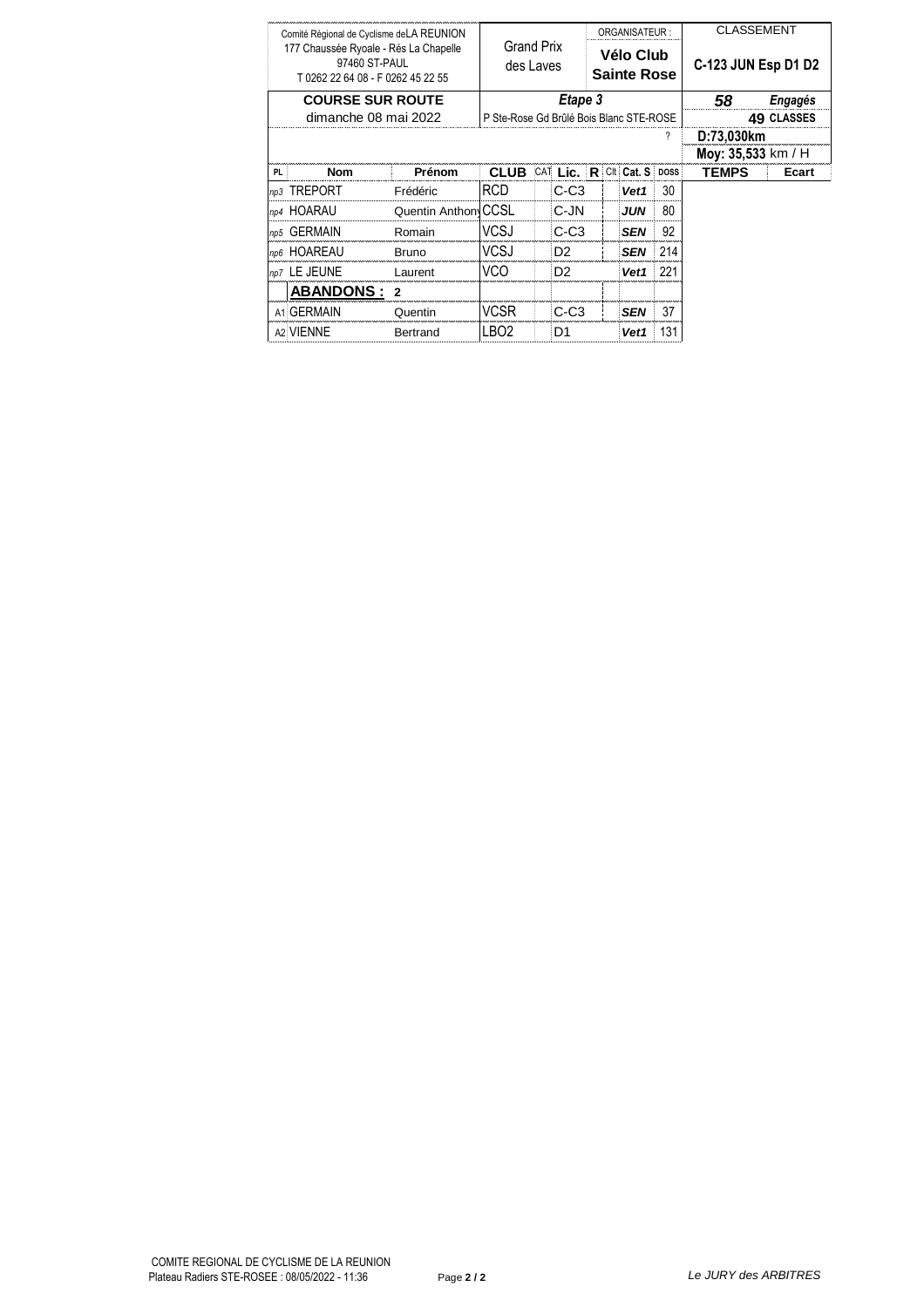| Comité Régional de Cyclisme de LA REUNION<br>177 Chaussée Ryoale - Rés La Chapelle<br>97460 ST-PAUL<br>T 0262 22 64 08 - F 0262 45 22 55 | Grand Prix des Laves | ORGANISATEUR :<br>**Vélo Club Sainte Rose** | CLASSEMENT<br>**C-123 JUN Esp D1 D2** |
|---|---|---|---|
| **COURSE SUR ROUTE** | ***Etape 3*** | | ***58*** ***Engagés*** |
| dimanche 08 mai 2022 | P Ste-Rose Gd Brûlé Bois Blanc STE-ROSE | | **49 CLASSES** |
| | | ? | **D:73,030km** |
| | | | **Moy: 35,533** km / H |

| PL | Nom | Prénom | CLUB | CAT | Lic. | R | Clt | Cat. S | DOSS | TEMPS | Ecart |
|---|---|---|---|---|---|---|---|---|---|---|---|
| np3 | TREPORT | Frédéric | RCD | | C-C3 | | | ***Vet1*** | 30 | | |
| np4 | HOARAU | Quentin Anthony | CCSL | | C-JN | | | ***JUN*** | 80 | | |
| np5 | GERMAIN | Romain | VCSJ | | C-C3 | | | ***SEN*** | 92 | | |
| np6 | HOAREAU | Bruno | VCSJ | | D2 | | | ***SEN*** | 214 | | |
| np7 | LE JEUNE | Laurent | VCO | | D2 | | | ***Vet1*** | 221 | | |
| | **ABANDONS :** | **2** | | | | | | | | | |
| A1 | GERMAIN | Quentin | VCSR | | C-C3 | | | ***SEN*** | 37 | | |
| A2 | VIENNE | Bertrand | LBO2 | | D1 | | | ***Vet1*** | 131 | | |

COMITE REGIONAL DE CYCLISME DE LA REUNION
Plateau Radiers STE-ROSEE : 08/05/2022 - 11:36

*Le JURY des ARBITRES*